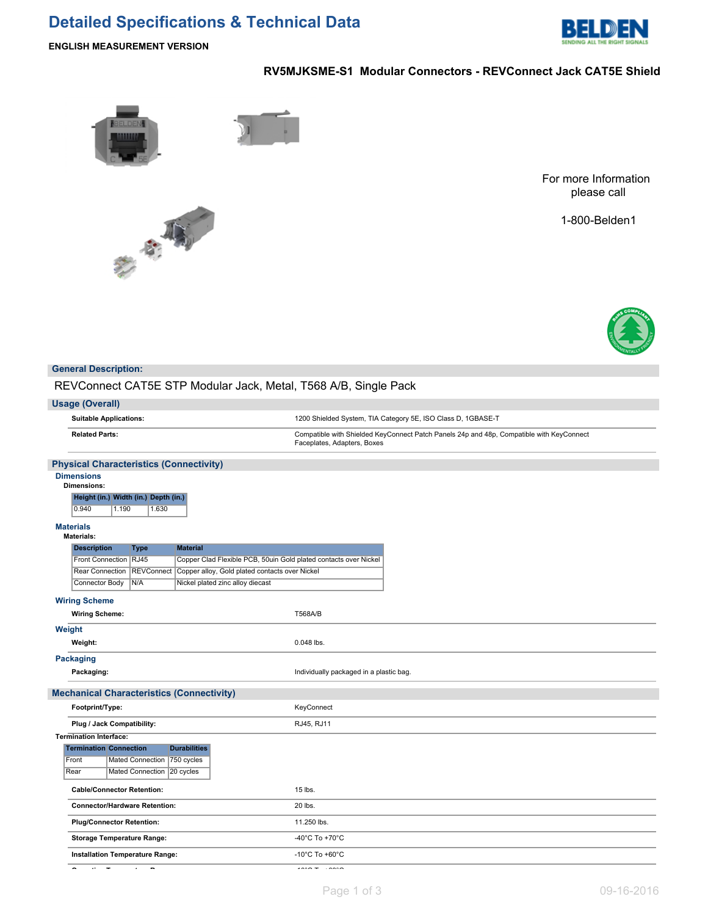# Detailed Specifications & Technical Data

**ENGLISH MEASUREMENT VERSION**

## RV5MJKSME-S1 Modular Connectors - REVConnect Jack CAT5E Shield

For more Information please call

1-800-Belden1

## General Description:

REVConnect CAT5E STP Modular Jack, Metal, T568 A/B, Single Pack

## Usage (Overall)

| | |
|---|---|
| **Suitable Applications:** | 1200 Shielded System, TIA Category 5E, ISO Class D, 1GBASE-T |
| **Related Parts:** | Compatible with Shielded KeyConnect Patch Panels 24p and 48p, Compatible with KeyConnect Faceplates, Adapters, Boxes |

## Physical Characteristics (Connectivity)

### Dimensions

**Dimensions:**

| Height (in.) | Width (in.) | Depth (in.) |
|---|---|---|
| 0.940 | 1.190 | 1.630 |

### Materials

**Materials:**

| Description | Type | Material |
|---|---|---|
| Front Connection | RJ45 | Copper Clad Flexible PCB, 50uin Gold plated contacts over Nickel |
| Rear Connection | REVConnect | Copper alloy, Gold plated contacts over Nickel |
| Connector Body | N/A | Nickel plated zinc alloy diecast |

### Wiring Scheme

| | |
|---|---|
| **Wiring Scheme:** | T568A/B |

### Weight

| | |
|---|---|
| **Weight:** | 0.048 lbs. |

### Packaging

| | |
|---|---|
| **Packaging:** | Individually packaged in a plastic bag. |

## Mechanical Characteristics (Connectivity)

| | |
|---|---|
| **Footprint/Type:** | KeyConnect |
| **Plug / Jack Compatibility:** | RJ45, RJ11 |

**Termination Interface:**

| Termination | Connection | Durabilities |
|---|---|---|
| Front | Mated Connection | 750 cycles |
| Rear | Mated Connection | 20 cycles |

| | |
|---|---|
| **Cable/Connector Retention:** | 15 lbs. |
| **Connector/Hardware Retention:** | 20 lbs. |
| **Plug/Connector Retention:** | 11.250 lbs. |
| **Storage Temperature Range:** | -40°C To +70°C |
| **Installation Temperature Range:** | -10°C To +60°C |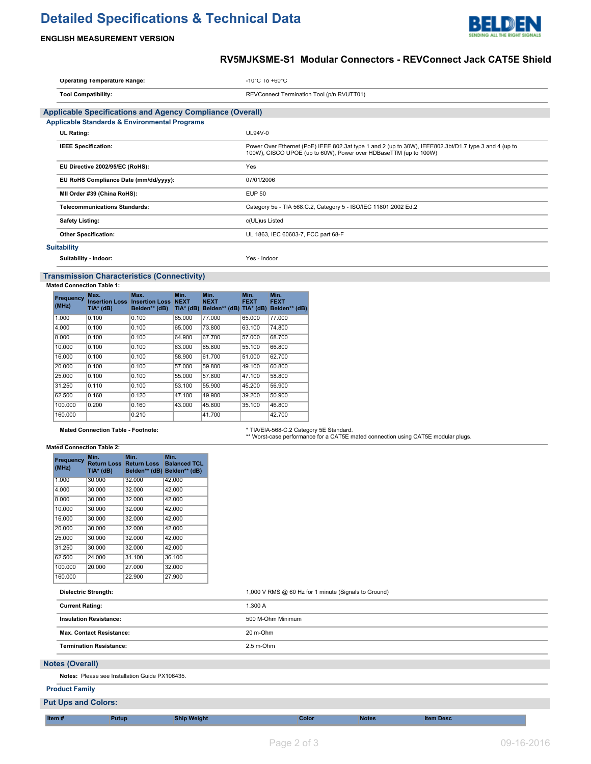# Detailed Specifications & Technical Data

**ENGLISH MEASUREMENT VERSION**

## RV5MJKSME-S1 Modular Connectors - REVConnect Jack CAT5E Shield

| | |
|---|---|
| **Operating Temperature Range:** | -10°C To +60°C |
| **Tool Compatibility:** | REVConnect Termination Tool (p/n RVUTT01) |

## Applicable Specifications and Agency Compliance (Overall)

### Applicable Standards & Environmental Programs

| | |
|---|---|
| **UL Rating:** | UL94V-0 |
| **IEEE Specification:** | Power Over Ethernet (PoE) IEEE 802.3at type 1 and 2 (up to 30W), IEEE802.3bt/D1.7 type 3 and 4 (up to 100W), CISCO UPOE (up to 60W), Power over HDBaseTTM (up to 100W) |
| **EU Directive 2002/95/EC (RoHS):** | Yes |
| **EU RoHS Compliance Date (mm/dd/yyyy):** | 07/01/2006 |
| **MII Order #39 (China RoHS):** | EUP 50 |
| **Telecommunications Standards:** | Category 5e - TIA 568.C.2, Category 5 - ISO/IEC 11801:2002 Ed.2 |
| **Safety Listing:** | c(UL)us Listed |
| **Other Specification:** | UL 1863, IEC 60603-7, FCC part 68-F |

### Suitability

| | |
|---|---|
| **Suitability - Indoor:** | Yes - Indoor |

## Transmission Characteristics (Connectivity)

**Mated Connection Table 1:**

| Frequency (MHz) | Max. Insertion Loss TIA* (dB) | Max. Insertion Loss Belden** (dB) | Min. NEXT TIA* (dB) | Min. NEXT Belden** (dB) | Min. FEXT TIA* (dB) | Min. FEXT Belden** (dB) |
|---|---|---|---|---|---|---|
| 1.000 | 0.100 | 0.100 | 65.000 | 77.000 | 65.000 | 77.000 |
| 4.000 | 0.100 | 0.100 | 65.000 | 73.800 | 63.100 | 74.800 |
| 8.000 | 0.100 | 0.100 | 64.900 | 67.700 | 57.000 | 68.700 |
| 10.000 | 0.100 | 0.100 | 63.000 | 65.800 | 55.100 | 66.800 |
| 16.000 | 0.100 | 0.100 | 58.900 | 61.700 | 51.000 | 62.700 |
| 20.000 | 0.100 | 0.100 | 57.000 | 59.800 | 49.100 | 60.800 |
| 25.000 | 0.100 | 0.100 | 55.000 | 57.800 | 47.100 | 58.800 |
| 31.250 | 0.110 | 0.100 | 53.100 | 55.900 | 45.200 | 56.900 |
| 62.500 | 0.160 | 0.120 | 47.100 | 49.900 | 39.200 | 50.900 |
| 100.000 | 0.200 | 0.160 | 43.000 | 45.800 | 35.100 | 46.800 |
| 160.000 | | 0.210 | | 41.700 | | 42.700 |

| | |
|---|---|
| **Mated Connection Table - Footnote:** | * TIA/EIA-568-C.2 Category 5E Standard.<br>** Worst-case performance for a CAT5E mated connection using CAT5E modular plugs. |

**Mated Connection Table 2:**

| Frequency (MHz) | Min. Return Loss TIA* (dB) | Min. Return Loss Belden** (dB) | Min. Balanced TCL Belden** (dB) |
|---|---|---|---|
| 1.000 | 30.000 | 32.000 | 42.000 |
| 4.000 | 30.000 | 32.000 | 42.000 |
| 8.000 | 30.000 | 32.000 | 42.000 |
| 10.000 | 30.000 | 32.000 | 42.000 |
| 16.000 | 30.000 | 32.000 | 42.000 |
| 20.000 | 30.000 | 32.000 | 42.000 |
| 25.000 | 30.000 | 32.000 | 42.000 |
| 31.250 | 30.000 | 32.000 | 42.000 |
| 62.500 | 24.000 | 31.100 | 36.100 |
| 100.000 | 20.000 | 27.000 | 32.000 |
| 160.000 | | 22.900 | 27.900 |

| | |
|---|---|
| **Dielectric Strength:** | 1,000 V RMS @ 60 Hz for 1 minute (Signals to Ground) |
| **Current Rating:** | 1.300 A |
| **Insulation Resistance:** | 500 M-Ohm Minimum |
| **Max. Contact Resistance:** | 20 m-Ohm |
| **Termination Resistance:** | 2.5 m-Ohm |

## Notes (Overall)

**Notes:** Please see Installation Guide PX106435.

### Product Family

## Put Ups and Colors:

| Item # | Putup | Ship Weight | Color | Notes | Item Desc |
|---|---|---|---|---|---|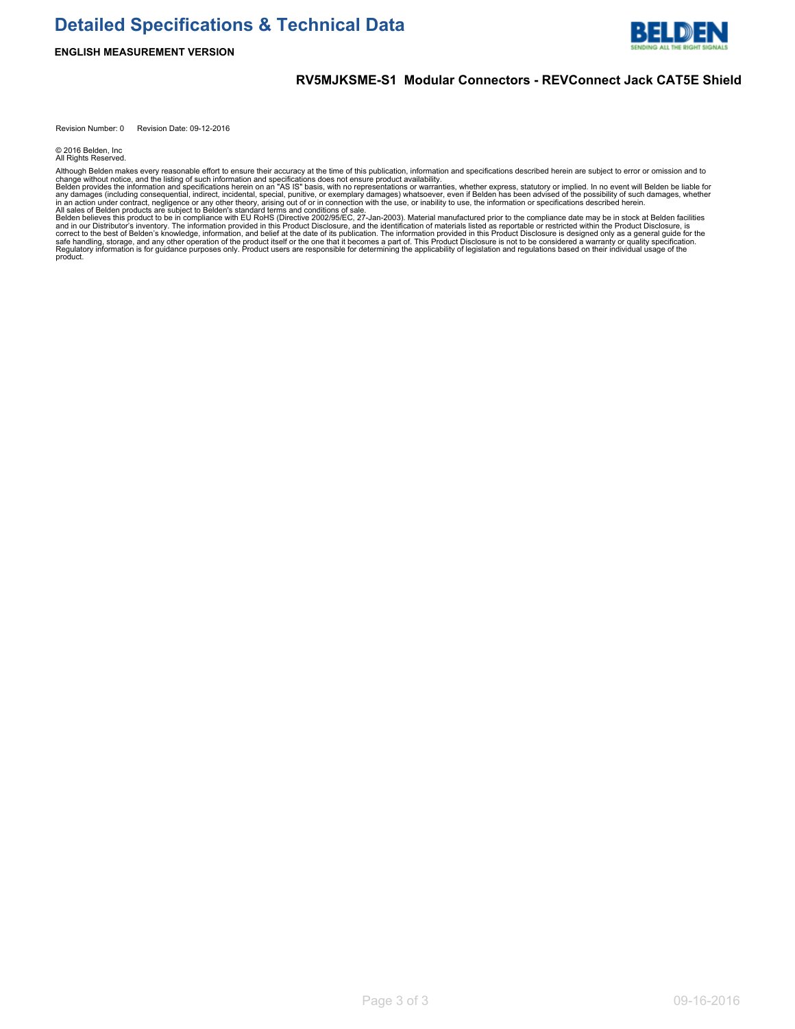Revision Number: 0     Revision Date: 09-12-2016

© 2016 Belden, Inc
All Rights Reserved.

Although Belden makes every reasonable effort to ensure their accuracy at the time of this publication, information and specifications described herein are subject to error or omission and to change without notice, and the listing of such information and specifications does not ensure product availability.
Belden provides the information and specifications herein on an "AS IS" basis, with no representations or warranties, whether express, statutory or implied. In no event will Belden be liable for any damages (including consequential, indirect, incidental, special, punitive, or exemplary damages) whatsoever, even if Belden has been advised of the possibility of such damages, whether in an action under contract, negligence or any other theory, arising out of or in connection with the use, or inability to use, the information or specifications described herein.
All sales of Belden products are subject to Belden's standard terms and conditions of sale.
Belden believes this product to be in compliance with EU RoHS (Directive 2002/95/EC, 27-Jan-2003). Material manufactured prior to the compliance date may be in stock at Belden facilities and in our Distributor's inventory. The information provided in this Product Disclosure, and the identification of materials listed as reportable or restricted within the Product Disclosure, is correct to the best of Belden's knowledge, information, and belief at the date of its publication. The information provided in this Product Disclosure is designed only as a general guide for the safe handling, storage, and any other operation of the product itself or the one that it becomes a part of. This Product Disclosure is not to be considered a warranty or quality specification. Regulatory information is for guidance purposes only. Product users are responsible for determining the applicability of legislation and regulations based on their individual usage of the product.